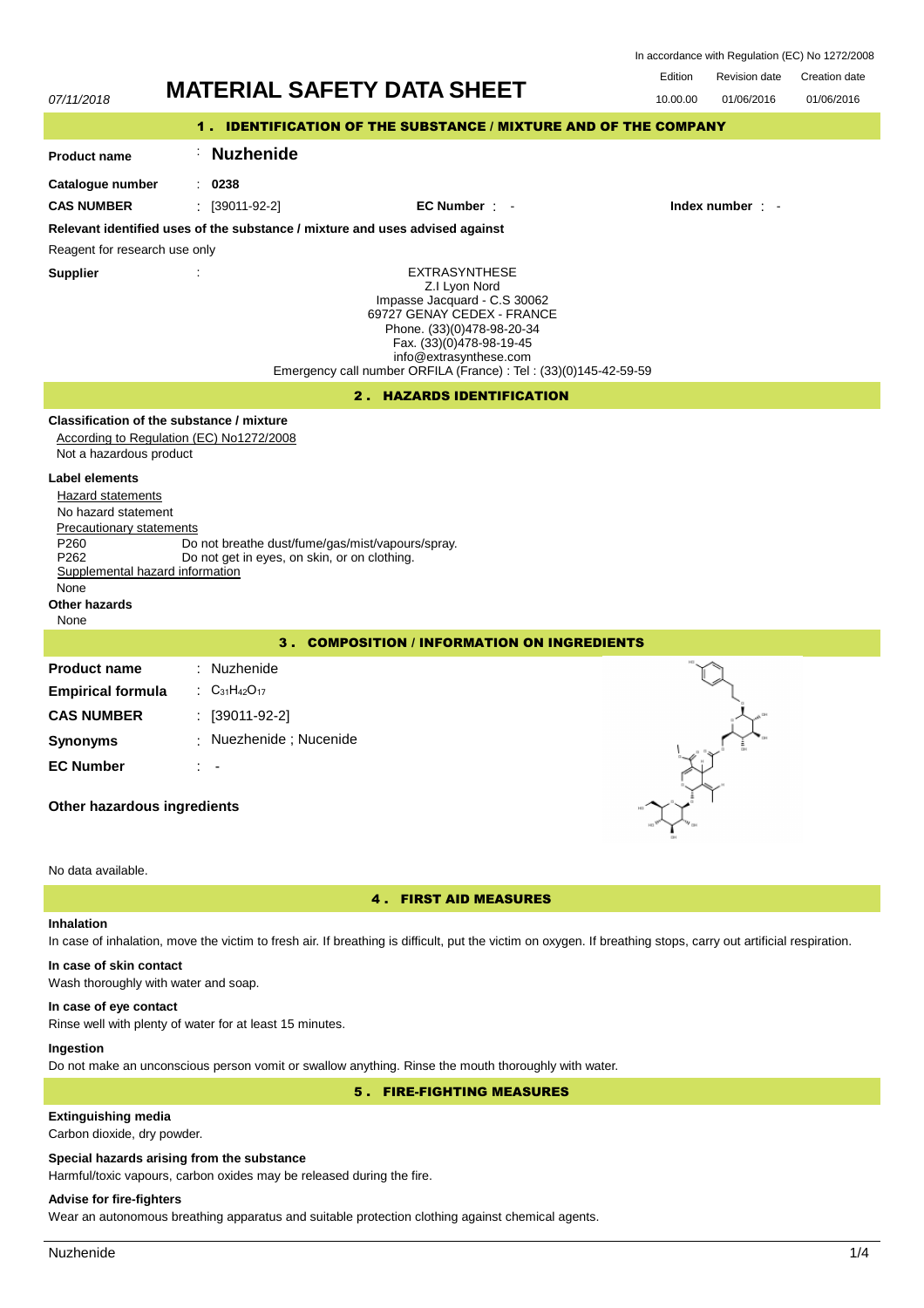In accordance with Regulation (EC) No 1272/2008

07/11/2018

# MATERIAL SAFETY DATA SHEET

| Edition | Revision date | Creation date |
|---|---|---|
| 10.00.00 | 01/06/2016 | 01/06/2016 |

## 1 . IDENTIFICATION OF THE SUBSTANCE / MIXTURE AND OF THE COMPANY

**Product name** : **Nuzhenide**

**Catalogue number** : **0238**

**CAS NUMBER** : [39011-92-2] **EC Number** : - **Index number** : -

**Relevant identified uses of the substance / mixture and uses advised against**

Reagent for research use only

**Supplier** :

EXTRASYNTHESE
Z.I Lyon Nord
Impasse Jacquard - C.S 30062
69727 GENAY CEDEX - FRANCE
Phone. (33)(0)478-98-20-34
Fax. (33)(0)478-98-19-45
info@extrasynthese.com
Emergency call number ORFILA (France) : Tel : (33)(0)145-42-59-59

## 2 . HAZARDS IDENTIFICATION

**Classification of the substance / mixture**

According to Regulation (EC) No1272/2008

Not a hazardous product

**Label elements**

Hazard statements

No hazard statement

Precautionary statements

P260 Do not breathe dust/fume/gas/mist/vapours/spray.
P262 Do not get in eyes, on skin, or on clothing.

Supplemental hazard information

None

**Other hazards**

None

## 3 . COMPOSITION / INFORMATION ON INGREDIENTS

**Product name** : Nuzhenide

**Empirical formula** : $C_{31}H_{42}O_{17}$

**CAS NUMBER** : [39011-92-2]

**Synonyms** : Nuezhenide ; Nucenide

**EC Number** : -

**Other hazardous ingredients**

No data available.

## 4 . FIRST AID MEASURES

**Inhalation**

In case of inhalation, move the victim to fresh air. If breathing is difficult, put the victim on oxygen. If breathing stops, carry out artificial respiration.

**In case of skin contact**

Wash thoroughly with water and soap.

**In case of eye contact**

Rinse well with plenty of water for at least 15 minutes.

**Ingestion**

Do not make an unconscious person vomit or swallow anything. Rinse the mouth thoroughly with water.

## 5 . FIRE-FIGHTING MEASURES

**Extinguishing media**

Carbon dioxide, dry powder.

**Special hazards arising from the substance**

Harmful/toxic vapours, carbon oxides may be released during the fire.

**Advise for fire-fighters**

Wear an autonomous breathing apparatus and suitable protection clothing against chemical agents.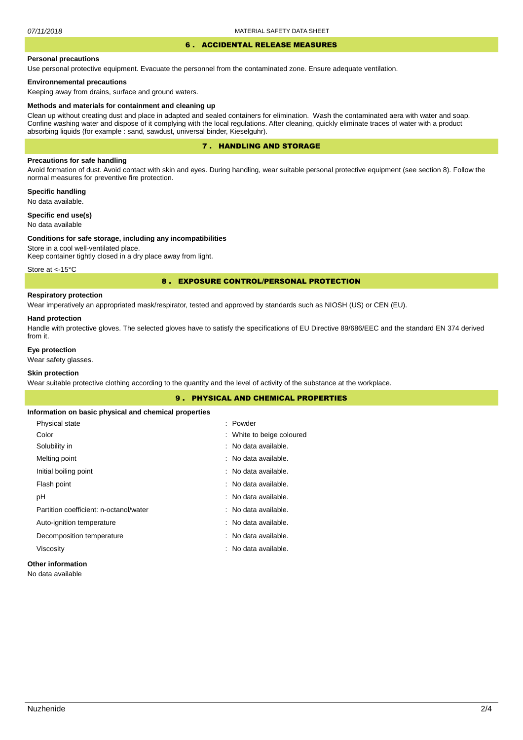## 6 . ACCIDENTAL RELEASE MEASURES

### Personal precautions

Use personal protective equipment. Evacuate the personnel from the contaminated zone. Ensure adequate ventilation.

### Environnemental precautions

Keeping away from drains, surface and ground waters.

### Methods and materials for containment and cleaning up

Clean up without creating dust and place in adapted and sealed containers for elimination. Wash the contaminated aera with water and soap. Confine washing water and dispose of it complying with the local regulations. After cleaning, quickly eliminate traces of water with a product absorbing liquids (for example : sand, sawdust, universal binder, Kieselguhr).

## 7 . HANDLING AND STORAGE

### Precautions for safe handling

Avoid formation of dust. Avoid contact with skin and eyes. During handling, wear suitable personal protective equipment (see section 8). Follow the normal measures for preventive fire protection.

### Specific handling

No data available.

### Specific end use(s)

No data available

### Conditions for safe storage, including any incompatibilities

Store in a cool well-ventilated place.
Keep container tightly closed in a dry place away from light.

Store at <-15°C

## 8 . EXPOSURE CONTROL/PERSONAL PROTECTION

### Respiratory protection

Wear imperatively an appropriated mask/respirator, tested and approved by standards such as NIOSH (US) or CEN (EU).

### Hand protection

Handle with protective gloves. The selected gloves have to satisfy the specifications of EU Directive 89/686/EEC and the standard EN 374 derived from it.

### Eye protection

Wear safety glasses.

### Skin protection

Wear suitable protective clothing according to the quantity and the level of activity of the substance at the workplace.

## 9 . PHYSICAL AND CHEMICAL PROPERTIES

### Information on basic physical and chemical properties

| Property | Value |
|---|---|
| Physical state | : Powder |
| Color | : White to beige coloured |
| Solubility in | : No data available. |
| Melting point | : No data available. |
| Initial boiling point | : No data available. |
| Flash point | : No data available. |
| pH | : No data available. |
| Partition coefficient: n-octanol/water | : No data available. |
| Auto-ignition temperature | : No data available. |
| Decomposition temperature | : No data available. |
| Viscosity | : No data available. |

### Other information

No data available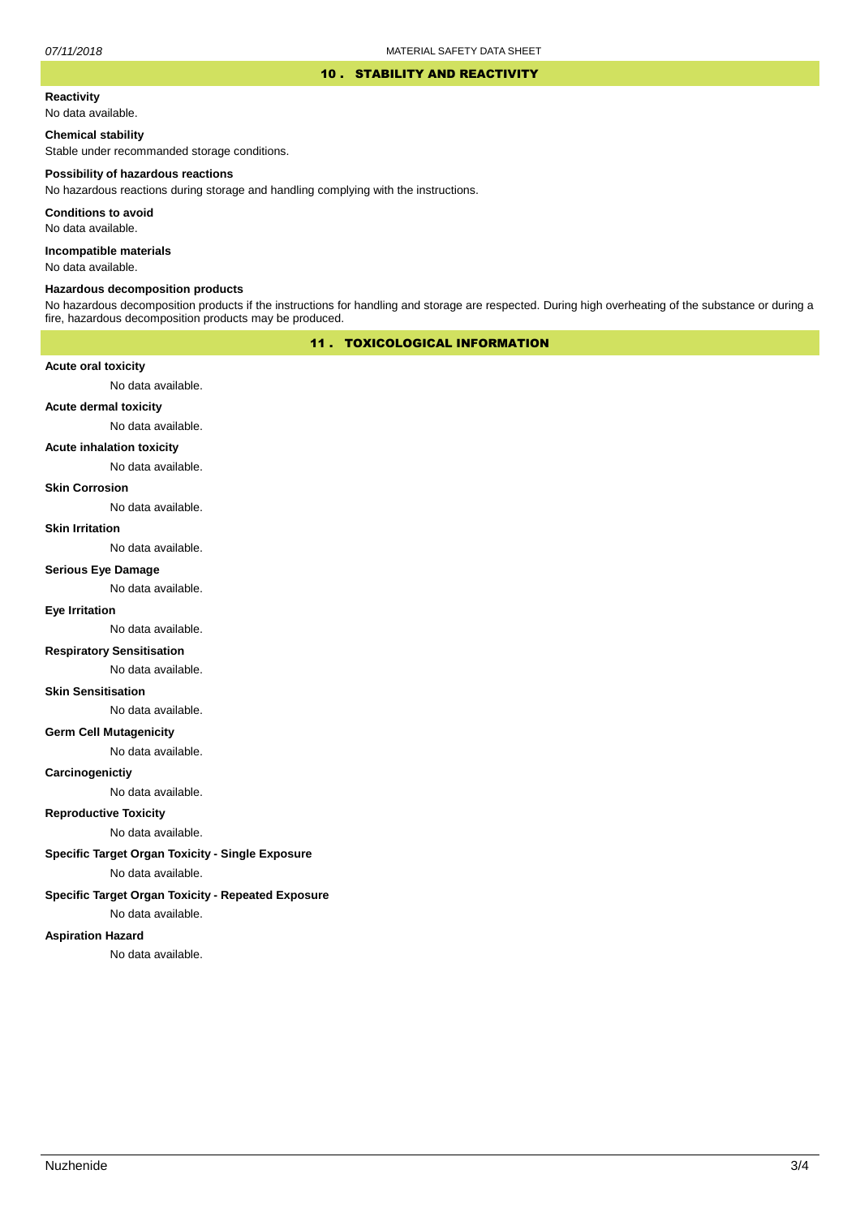## 10 . STABILITY AND REACTIVITY

**Reactivity**

No data available.

**Chemical stability**

Stable under recommanded storage conditions.

**Possibility of hazardous reactions**

No hazardous reactions during storage and handling complying with the instructions.

**Conditions to avoid**

No data available.

**Incompatible materials**

No data available.

**Hazardous decomposition products**

No hazardous decomposition products if the instructions for handling and storage are respected. During high overheating of the substance or during a fire, hazardous decomposition products may be produced.

## 11 . TOXICOLOGICAL INFORMATION

**Acute oral toxicity**

No data available.

**Acute dermal toxicity**

No data available.

**Acute inhalation toxicity**

No data available.

**Skin Corrosion**

No data available.

**Skin Irritation**

No data available.

**Serious Eye Damage**

No data available.

**Eye Irritation**

No data available.

**Respiratory Sensitisation**

No data available.

**Skin Sensitisation**

No data available.

**Germ Cell Mutagenicity**

No data available.

**Carcinogenictiy**

No data available.

**Reproductive Toxicity**

No data available.

**Specific Target Organ Toxicity - Single Exposure**

No data available.

**Specific Target Organ Toxicity - Repeated Exposure**

No data available.

**Aspiration Hazard**

No data available.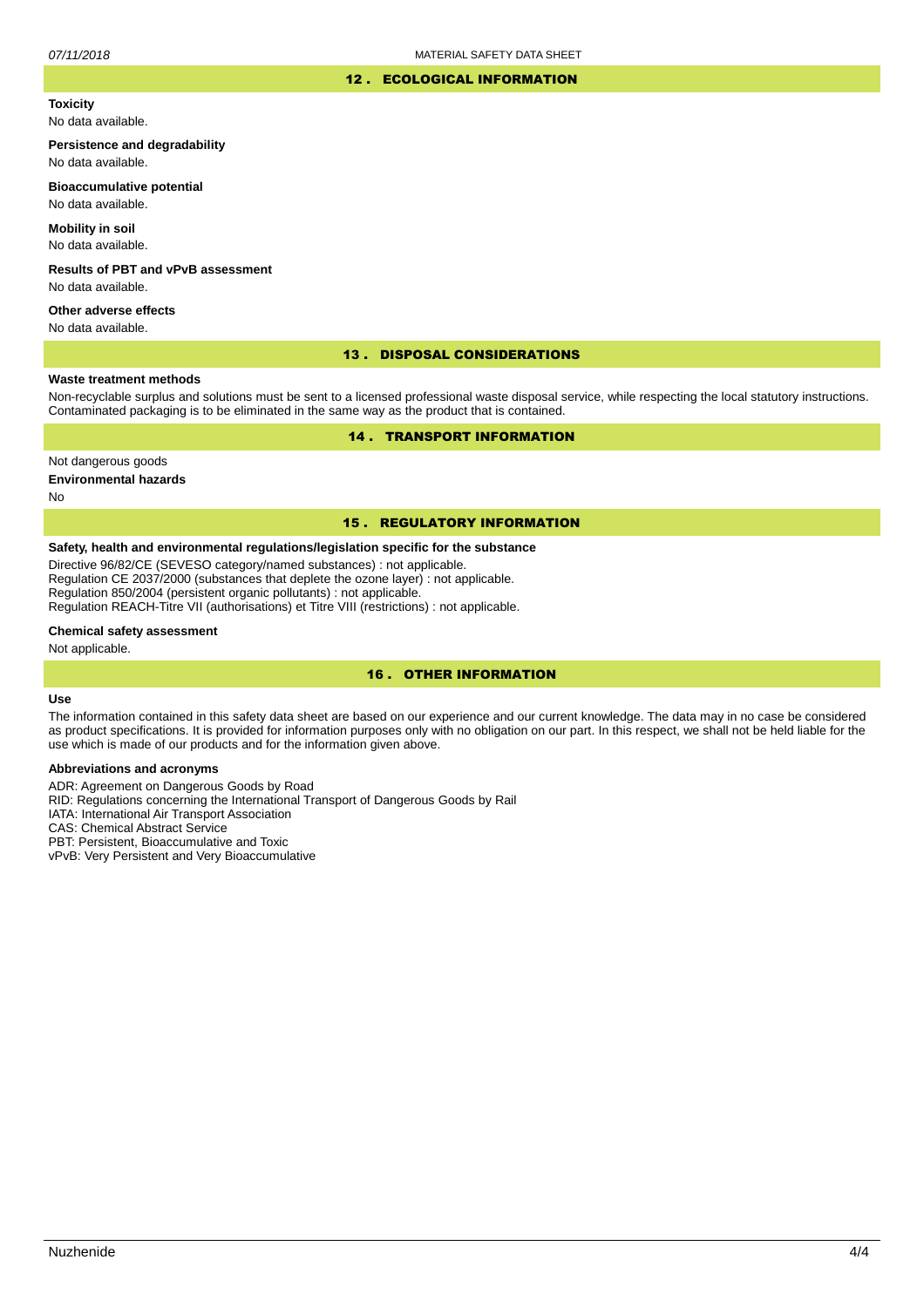## 12 . ECOLOGICAL INFORMATION

**Toxicity**

No data available.

**Persistence and degradability**

No data available.

**Bioaccumulative potential**

No data available.

**Mobility in soil**

No data available.

**Results of PBT and vPvB assessment**

No data available.

**Other adverse effects**

No data available.

## 13 . DISPOSAL CONSIDERATIONS

**Waste treatment methods**

Non-recyclable surplus and solutions must be sent to a licensed professional waste disposal service, while respecting the local statutory instructions. Contaminated packaging is to be eliminated in the same way as the product that is contained.

## 14 . TRANSPORT INFORMATION

Not dangerous goods

**Environmental hazards**

No

## 15 . REGULATORY INFORMATION

**Safety, health and environmental regulations/legislation specific for the substance**

Directive 96/82/CE (SEVESO category/named substances) : not applicable.
Regulation CE 2037/2000 (substances that deplete the ozone layer) : not applicable.
Regulation 850/2004 (persistent organic pollutants) : not applicable.
Regulation REACH-Titre VII (authorisations) et Titre VIII (restrictions) : not applicable.

**Chemical safety assessment**

Not applicable.

## 16 . OTHER INFORMATION

**Use**

The information contained in this safety data sheet are based on our experience and our current knowledge. The data may in no case be considered as product specifications. It is provided for information purposes only with no obligation on our part. In this respect, we shall not be held liable for the use which is made of our products and for the information given above.

**Abbreviations and acronyms**

ADR: Agreement on Dangerous Goods by Road
RID: Regulations concerning the International Transport of Dangerous Goods by Rail
IATA: International Air Transport Association
CAS: Chemical Abstract Service
PBT: Persistent, Bioaccumulative and Toxic
vPvB: Very Persistent and Very Bioaccumulative